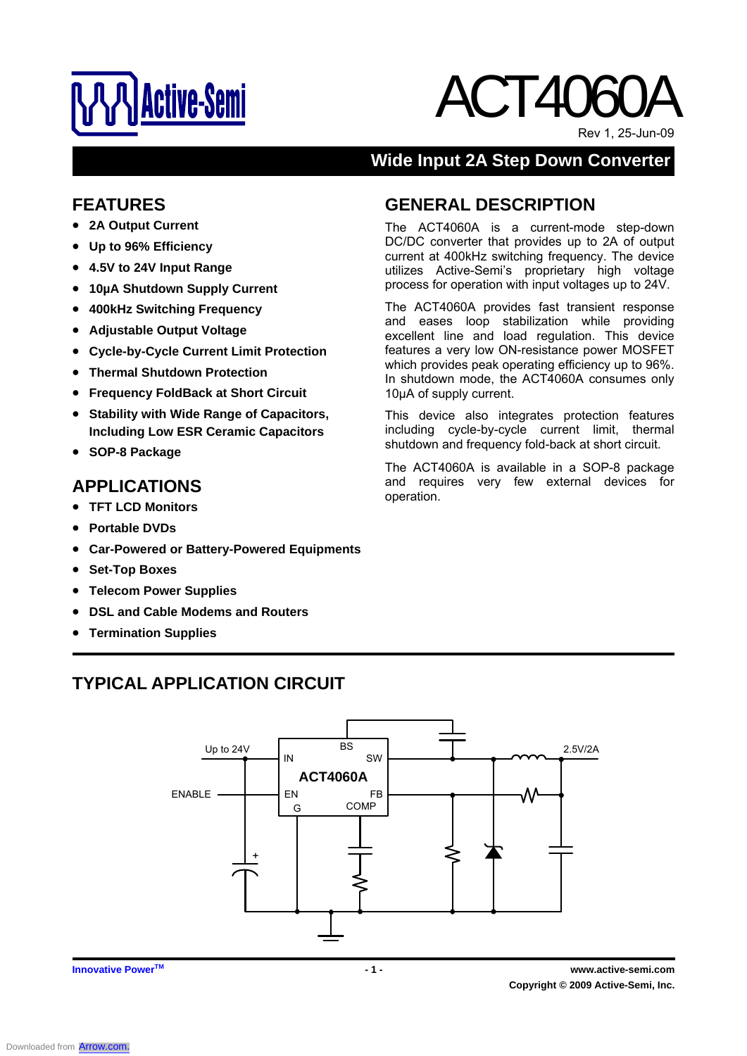# ACT4060A

Rev 1, 25-Jun-09

## Wide Input 2A Step Down Converter

## FEATURES

- **2A Output Current**
- **Up to 96% Efficiency**
- **4.5V to 24V Input Range**
- **10μA Shutdown Supply Current**
- **400kHz Switching Frequency**
- **Adjustable Output Voltage**
- **Cycle-by-Cycle Current Limit Protection**
- **Thermal Shutdown Protection**
- **Frequency FoldBack at Short Circuit**
- **Stability with Wide Range of Capacitors, Including Low ESR Ceramic Capacitors**
- **SOP-8 Package**

## APPLICATIONS

- **TFT LCD Monitors**
- **Portable DVDs**
- **Car-Powered or Battery-Powered Equipments**
- **Set-Top Boxes**
- **Telecom Power Supplies**
- **DSL and Cable Modems and Routers**
- **Termination Supplies**

## GENERAL DESCRIPTION

The ACT4060A is a current-mode step-down DC/DC converter that provides up to 2A of output current at 400kHz switching frequency. The device utilizes Active-Semi's proprietary high voltage process for operation with input voltages up to 24V.

The ACT4060A provides fast transient response and eases loop stabilization while providing excellent line and load regulation. This device features a very low ON-resistance power MOSFET which provides peak operating efficiency up to 96%. In shutdown mode, the ACT4060A consumes only 10μA of supply current.

This device also integrates protection features including cycle-by-cycle current limit, thermal shutdown and frequency fold-back at short circuit.

The ACT4060A is available in a SOP-8 package and requires very few external devices for operation.

## TYPICAL APPLICATION CIRCUIT

Up to 24V | ENABLE | IN | EN | G | BS | SW | FB | COMP | ACT4060A | 2.5V/2A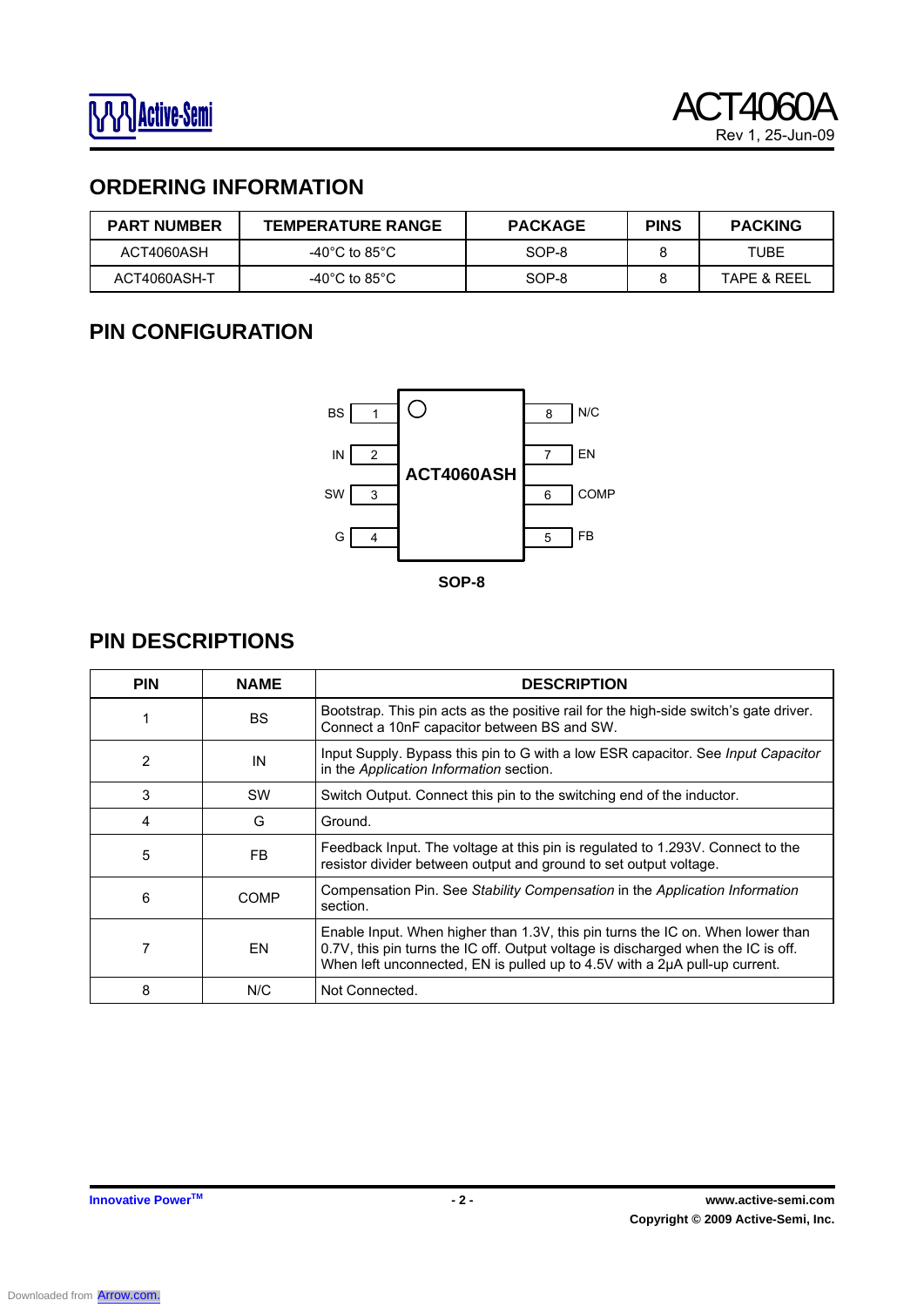## ORDERING INFORMATION

| PART NUMBER | TEMPERATURE RANGE | PACKAGE | PINS | PACKING |
|---|---|---|---|---|
| ACT4060ASH | -40°C to 85°C | SOP-8 | 8 | TUBE |
| ACT4060ASH-T | -40°C to 85°C | SOP-8 | 8 | TAPE & REEL |

## PIN CONFIGURATION

| Pin | Name | | Pin | Name |
|---|---|---|---|---|
| 1 | BS | | 8 | N/C |
| 2 | IN | | 7 | EN |
| 3 | SW | | 6 | COMP |
| 4 | G | | 5 | FB |

ACT4060ASH

SOP-8

## PIN DESCRIPTIONS

| PIN | NAME | DESCRIPTION |
|---|---|---|
| 1 | BS | Bootstrap. This pin acts as the positive rail for the high-side switch's gate driver. Connect a 10nF capacitor between BS and SW. |
| 2 | IN | Input Supply. Bypass this pin to G with a low ESR capacitor. See *Input Capacitor* in the *Application Information* section. |
| 3 | SW | Switch Output. Connect this pin to the switching end of the inductor. |
| 4 | G | Ground. |
| 5 | FB | Feedback Input. The voltage at this pin is regulated to 1.293V. Connect to the resistor divider between output and ground to set output voltage. |
| 6 | COMP | Compensation Pin. See *Stability Compensation* in the *Application Information* section. |
| 7 | EN | Enable Input. When higher than 1.3V, this pin turns the IC on. When lower than 0.7V, this pin turns the IC off. Output voltage is discharged when the IC is off. When left unconnected, EN is pulled up to 4.5V with a 2µA pull-up current. |
| 8 | N/C | Not Connected. |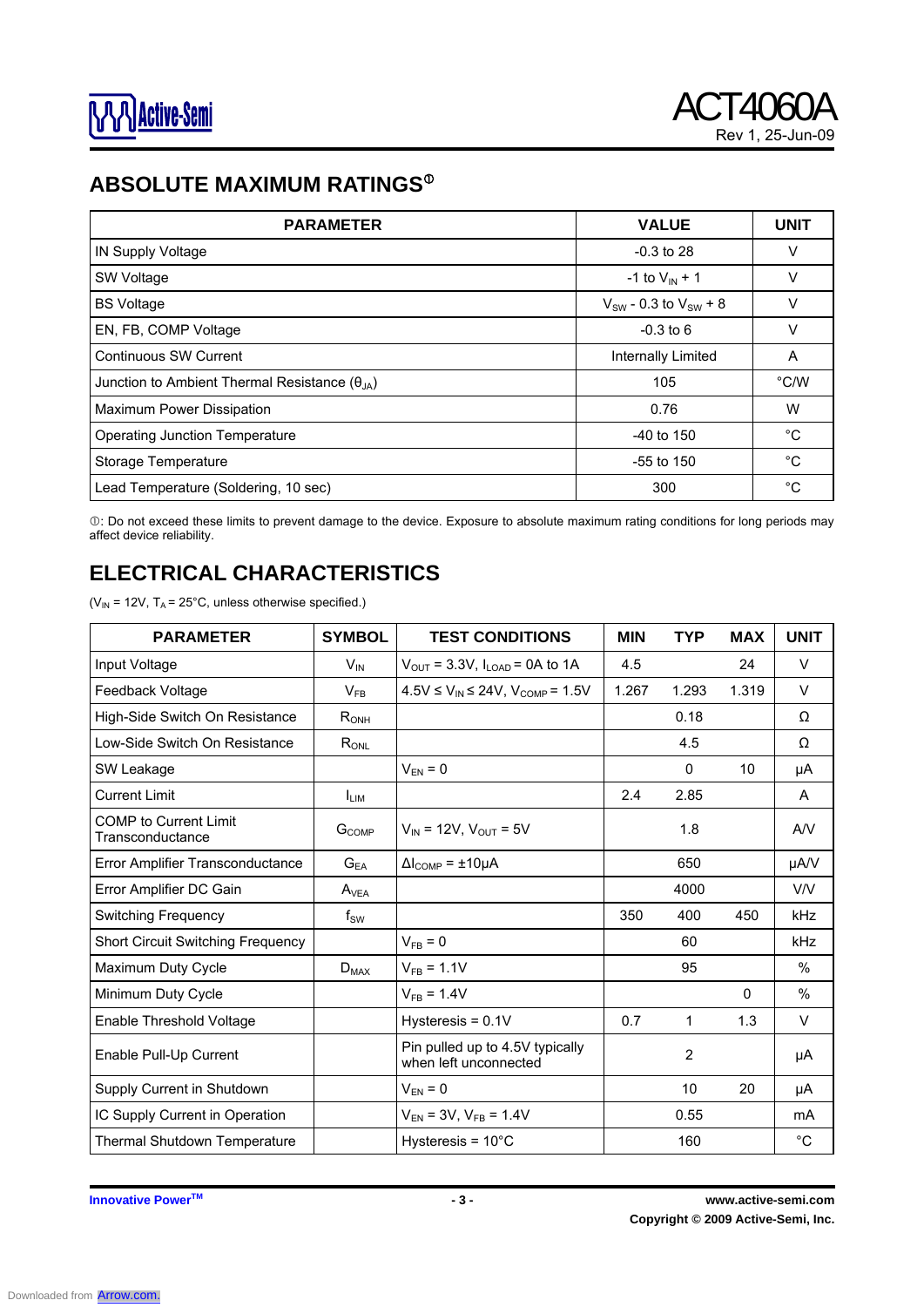## ABSOLUTE MAXIMUM RATINGS[①]

| PARAMETER | VALUE | UNIT |
|---|---|---|
| IN Supply Voltage | -0.3 to 28 | V |
| SW Voltage | -1 to $V_{IN}$ + 1 | V |
| BS Voltage | $V_{SW}$ - 0.3 to $V_{SW}$ + 8 | V |
| EN, FB, COMP Voltage | -0.3 to 6 | V |
| Continuous SW Current | Internally Limited | A |
| Junction to Ambient Thermal Resistance ($\theta_{JA}$) | 105 | °C/W |
| Maximum Power Dissipation | 0.76 | W |
| Operating Junction Temperature | -40 to 150 | °C |
| Storage Temperature | -55 to 150 | °C |
| Lead Temperature (Soldering, 10 sec) | 300 | °C |

①: Do not exceed these limits to prevent damage to the device. Exposure to absolute maximum rating conditions for long periods may affect device reliability.

## ELECTRICAL CHARACTERISTICS

($V_{IN}$ = 12V, $T_A$ = 25°C, unless otherwise specified.)

| PARAMETER | SYMBOL | TEST CONDITIONS | MIN | TYP | MAX | UNIT |
|---|---|---|---|---|---|---|
| Input Voltage | $V_{IN}$ | $V_{OUT}$ = 3.3V, $I_{LOAD}$ = 0A to 1A | 4.5 | | 24 | V |
| Feedback Voltage | $V_{FB}$ | 4.5V ≤ $V_{IN}$ ≤ 24V, $V_{COMP}$ = 1.5V | 1.267 | 1.293 | 1.319 | V |
| High-Side Switch On Resistance | $R_{ONH}$ | | | 0.18 | | Ω |
| Low-Side Switch On Resistance | $R_{ONL}$ | | | 4.5 | | Ω |
| SW Leakage | | $V_{EN}$ = 0 | | 0 | 10 | µA |
| Current Limit | $I_{LIM}$ | | 2.4 | 2.85 | | A |
| COMP to Current Limit Transconductance | $G_{COMP}$ | $V_{IN}$ = 12V, $V_{OUT}$ = 5V | | 1.8 | | A/V |
| Error Amplifier Transconductance | $G_{EA}$ | $\Delta I_{COMP}$ = ±10µA | | 650 | | µA/V |
| Error Amplifier DC Gain | $A_{VEA}$ | | | 4000 | | V/V |
| Switching Frequency | $f_{SW}$ | | 350 | 400 | 450 | kHz |
| Short Circuit Switching Frequency | | $V_{FB}$ = 0 | | 60 | | kHz |
| Maximum Duty Cycle | $D_{MAX}$ | $V_{FB}$ = 1.1V | | 95 | | % |
| Minimum Duty Cycle | | $V_{FB}$ = 1.4V | | | 0 | % |
| Enable Threshold Voltage | | Hysteresis = 0.1V | 0.7 | 1 | 1.3 | V |
| Enable Pull-Up Current | | Pin pulled up to 4.5V typically when left unconnected | | 2 | | µA |
| Supply Current in Shutdown | | $V_{EN}$ = 0 | | 10 | 20 | µA |
| IC Supply Current in Operation | | $V_{EN}$ = 3V, $V_{FB}$ = 1.4V | | 0.55 | | mA |
| Thermal Shutdown Temperature | | Hysteresis = 10°C | | 160 | | °C |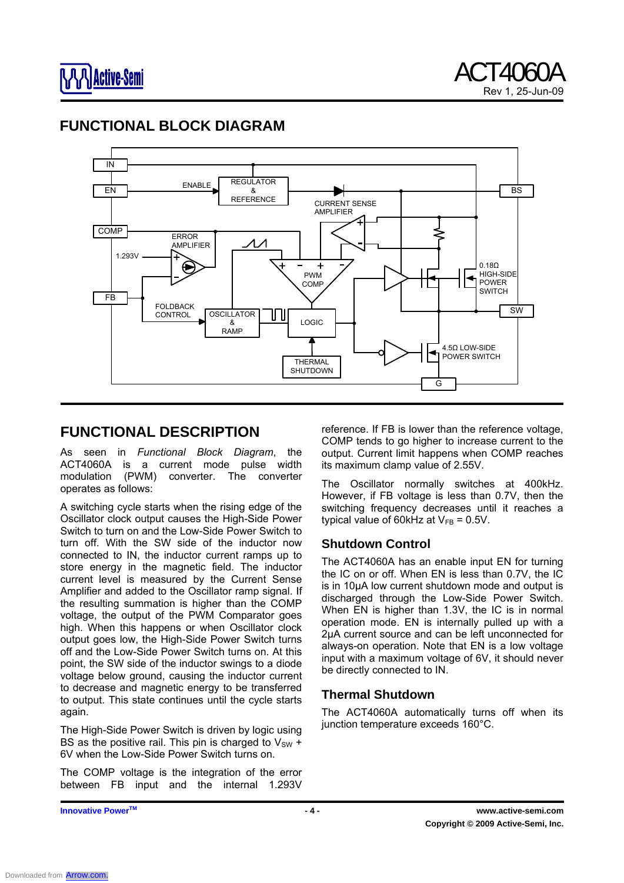## FUNCTIONAL BLOCK DIAGRAM

## FUNCTIONAL DESCRIPTION

As seen in *Functional Block Diagram*, the ACT4060A is a current mode pulse width modulation (PWM) converter. The converter operates as follows:

A switching cycle starts when the rising edge of the Oscillator clock output causes the High-Side Power Switch to turn on and the Low-Side Power Switch to turn off. With the SW side of the inductor now connected to IN, the inductor current ramps up to store energy in the magnetic field. The inductor current level is measured by the Current Sense Amplifier and added to the Oscillator ramp signal. If the resulting summation is higher than the COMP voltage, the output of the PWM Comparator goes high. When this happens or when Oscillator clock output goes low, the High-Side Power Switch turns off and the Low-Side Power Switch turns on. At this point, the SW side of the inductor swings to a diode voltage below ground, causing the inductor current to decrease and magnetic energy to be transferred to output. This state continues until the cycle starts again.

The High-Side Power Switch is driven by logic using BS as the positive rail. This pin is charged to $V_{SW}$ + 6V when the Low-Side Power Switch turns on.

The COMP voltage is the integration of the error between FB input and the internal 1.293V reference. If FB is lower than the reference voltage, COMP tends to go higher to increase current to the output. Current limit happens when COMP reaches its maximum clamp value of 2.55V.

The Oscillator normally switches at 400kHz. However, if FB voltage is less than 0.7V, then the switching frequency decreases until it reaches a typical value of 60kHz at $V_{FB}$ = 0.5V.

### Shutdown Control

The ACT4060A has an enable input EN for turning the IC on or off. When EN is less than 0.7V, the IC is in 10µA low current shutdown mode and output is discharged through the Low-Side Power Switch. When EN is higher than 1.3V, the IC is in normal operation mode. EN is internally pulled up with a 2µA current source and can be left unconnected for always-on operation. Note that EN is a low voltage input with a maximum voltage of 6V, it should never be directly connected to IN.

### Thermal Shutdown

The ACT4060A automatically turns off when its junction temperature exceeds 160°C.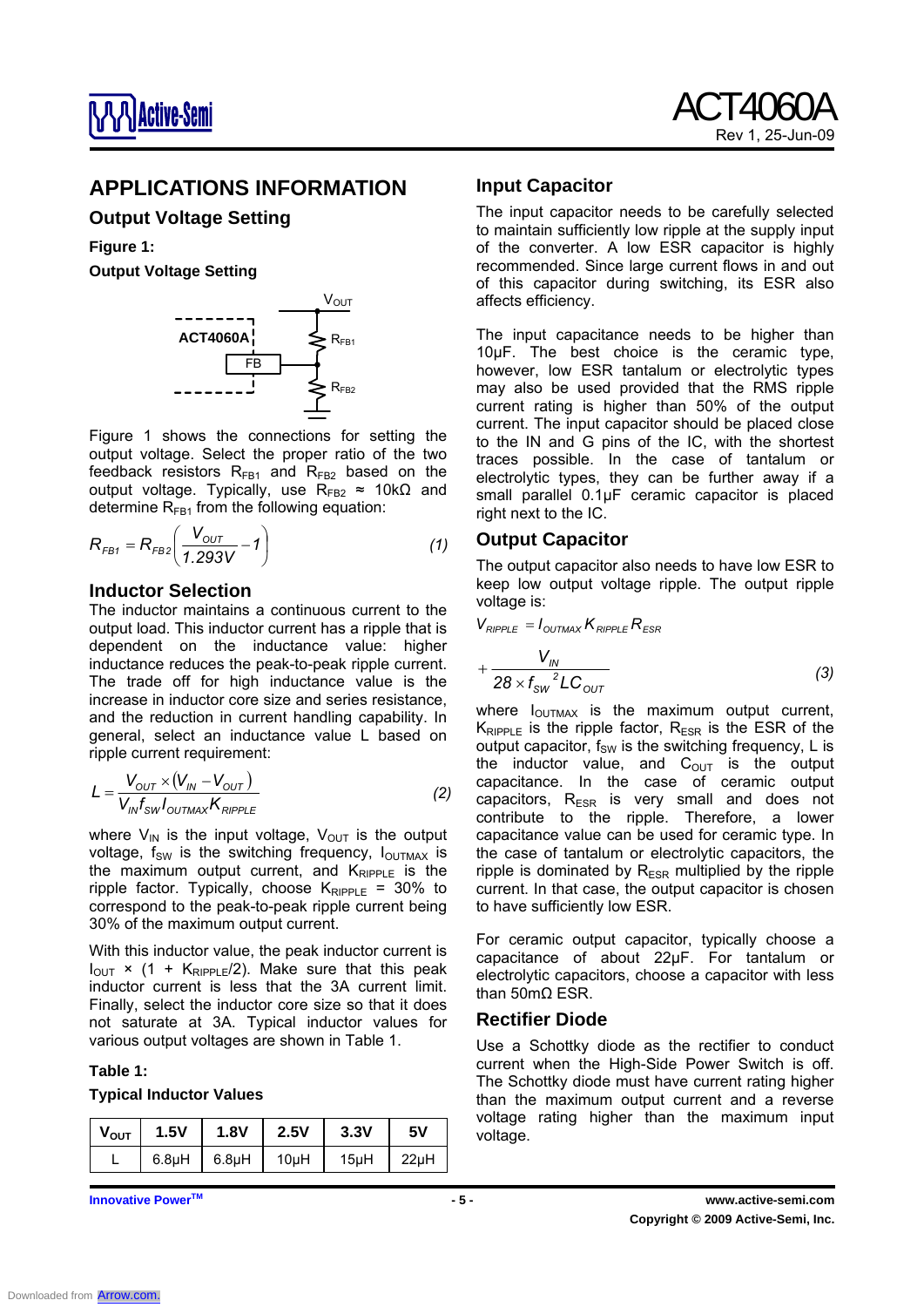## APPLICATIONS INFORMATION

### Output Voltage Setting

**Figure 1:**

**Output Voltage Setting**

Figure 1 shows the connections for setting the output voltage. Select the proper ratio of the two feedback resistors $R_{FB1}$ and $R_{FB2}$ based on the output voltage. Typically, use $R_{FB2} \approx 10k\Omega$ and determine $R_{FB1}$ from the following equation:

$$R_{FB1} = R_{FB2}\left(\frac{V_{OUT}}{1.293V} - 1\right) \tag{1}$$

### Inductor Selection

The inductor maintains a continuous current to the output load. This inductor current has a ripple that is dependent on the inductance value: higher inductance reduces the peak-to-peak ripple current. The trade off for high inductance value is the increase in inductor core size and series resistance, and the reduction in current handling capability. In general, select an inductance value L based on ripple current requirement:

$$L = \frac{V_{OUT} \times (V_{IN} - V_{OUT})}{V_{IN} f_{SW} I_{OUTMAX} K_{RIPPLE}} \tag{2}$$

where $V_{IN}$ is the input voltage, $V_{OUT}$ is the output voltage, $f_{SW}$ is the switching frequency, $I_{OUTMAX}$ is the maximum output current, and $K_{RIPPLE}$ is the ripple factor. Typically, choose $K_{RIPPLE}$ = 30% to correspond to the peak-to-peak ripple current being 30% of the maximum output current.

With this inductor value, the peak inductor current is $I_{OUT} \times (1 + K_{RIPPLE}/2)$. Make sure that this peak inductor current is less that the 3A current limit. Finally, select the inductor core size so that it does not saturate at 3A. Typical inductor values for various output voltages are shown in Table 1.

**Table 1:**

**Typical Inductor Values**

| $V_{OUT}$ | 1.5V | 1.8V | 2.5V | 3.3V | 5V |
|---|---|---|---|---|---|
| L | 6.8µH | 6.8µH | 10µH | 15µH | 22µH |

### Input Capacitor

The input capacitor needs to be carefully selected to maintain sufficiently low ripple at the supply input of the converter. A low ESR capacitor is highly recommended. Since large current flows in and out of this capacitor during switching, its ESR also affects efficiency.

The input capacitance needs to be higher than 10µF. The best choice is the ceramic type, however, low ESR tantalum or electrolytic types may also be used provided that the RMS ripple current rating is higher than 50% of the output current. The input capacitor should be placed close to the IN and G pins of the IC, with the shortest traces possible. In the case of tantalum or electrolytic types, they can be further away if a small parallel 0.1µF ceramic capacitor is placed right next to the IC.

### Output Capacitor

The output capacitor also needs to have low ESR to keep low output voltage ripple. The output ripple voltage is:

$$V_{RIPPLE} = I_{OUTMAX} K_{RIPPLE} R_{ESR} + \frac{V_{IN}}{28 \times f_{SW}{}^{2} L C_{OUT}} \tag{3}$$

where $I_{OUTMAX}$ is the maximum output current, $K_{RIPPLE}$ is the ripple factor, $R_{ESR}$ is the ESR of the output capacitor, $f_{SW}$ is the switching frequency, L is the inductor value, and $C_{OUT}$ is the output capacitance. In the case of ceramic output capacitors, $R_{ESR}$ is very small and does not contribute to the ripple. Therefore, a lower capacitance value can be used for ceramic type. In the case of tantalum or electrolytic capacitors, the ripple is dominated by $R_{ESR}$ multiplied by the ripple current. In that case, the output capacitor is chosen to have sufficiently low ESR.

For ceramic output capacitor, typically choose a capacitance of about 22µF. For tantalum or electrolytic capacitors, choose a capacitor with less than 50mΩ ESR.

### Rectifier Diode

Use a Schottky diode as the rectifier to conduct current when the High-Side Power Switch is off. The Schottky diode must have current rating higher than the maximum output current and a reverse voltage rating higher than the maximum input voltage.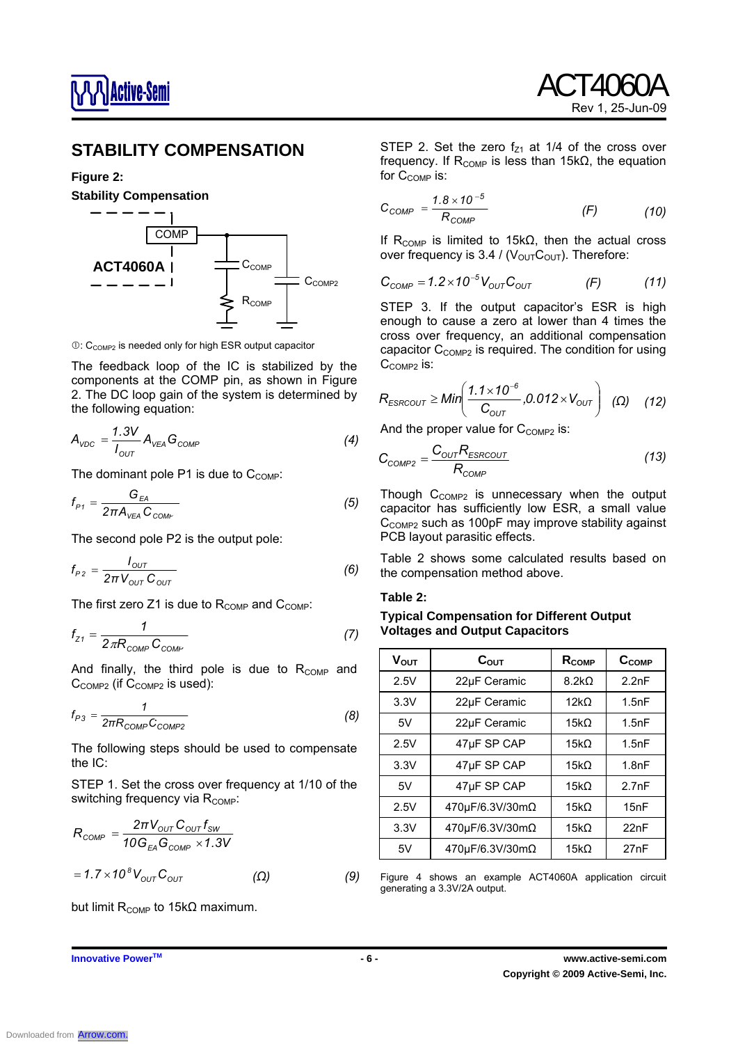## STABILITY COMPENSATION

**Figure 2:**

**Stability Compensation**

①: $C_{COMP2}$ is needed only for high ESR output capacitor

The feedback loop of the IC is stabilized by the components at the COMP pin, as shown in Figure 2. The DC loop gain of the system is determined by the following equation:

$$A_{VDC} = \frac{1.3V}{I_{OUT}} A_{VEA} G_{COMP} \quad (4)$$

The dominant pole P1 is due to $C_{COMP}$:

$$f_{P1} = \frac{G_{EA}}{2\pi A_{VEA} C_{COMP}} \quad (5)$$

The second pole P2 is the output pole:

$$f_{P2} = \frac{I_{OUT}}{2\pi V_{OUT} C_{OUT}} \quad (6)$$

The first zero Z1 is due to $R_{COMP}$ and $C_{COMP}$:

$$f_{Z1} = \frac{1}{2\pi R_{COMP} C_{COMP}} \quad (7)$$

And finally, the third pole is due to $R_{COMP}$ and $C_{COMP2}$ (if $C_{COMP2}$ is used):

$$f_{P3} = \frac{1}{2\pi R_{COMP} C_{COMP2}} \quad (8)$$

The following steps should be used to compensate the IC:

STEP 1. Set the cross over frequency at 1/10 of the switching frequency via $R_{COMP}$:

$$R_{COMP} = \frac{2\pi V_{OUT} C_{OUT} f_{SW}}{10 G_{EA} G_{COMP} \times 1.3V}$$

$$= 1.7 \times 10^{8} V_{OUT} C_{OUT} \quad (\Omega) \quad (9)$$

but limit $R_{COMP}$ to 15kΩ maximum.

STEP 2. Set the zero $f_{Z1}$ at 1/4 of the cross over frequency. If $R_{COMP}$ is less than 15kΩ, the equation for $C_{COMP}$ is:

$$C_{COMP} = \frac{1.8 \times 10^{-5}}{R_{COMP}} \quad (F) \quad (10)$$

If $R_{COMP}$ is limited to 15kΩ, then the actual cross over frequency is 3.4 / ($V_{OUT}C_{OUT}$). Therefore:

$$C_{COMP} = 1.2 \times 10^{-5} V_{OUT} C_{OUT} \quad (F) \quad (11)$$

STEP 3. If the output capacitor's ESR is high enough to cause a zero at lower than 4 times the cross over frequency, an additional compensation capacitor $C_{COMP2}$ is required. The condition for using $C_{COMP2}$ is:

$$R_{ESRCOUT} \geq Min\left(\frac{1.1 \times 10^{-6}}{C_{OUT}}, 0.012 \times V_{OUT}\right) \quad (\Omega) \quad (12)$$

And the proper value for $C_{COMP2}$ is:

$$C_{COMP2} = \frac{C_{OUT} R_{ESRCOUT}}{R_{COMP}} \quad (13)$$

Though $C_{COMP2}$ is unnecessary when the output capacitor has sufficiently low ESR, a small value $C_{COMP2}$ such as 100pF may improve stability against PCB layout parasitic effects.

Table 2 shows some calculated results based on the compensation method above.

**Table 2:**

**Typical Compensation for Different Output Voltages and Output Capacitors**

| $V_{OUT}$ | $C_{OUT}$ | $R_{COMP}$ | $C_{COMP}$ |
|---|---|---|---|
| 2.5V | 22µF Ceramic | 8.2kΩ | 2.2nF |
| 3.3V | 22µF Ceramic | 12kΩ | 1.5nF |
| 5V | 22µF Ceramic | 15kΩ | 1.5nF |
| 2.5V | 47µF SP CAP | 15kΩ | 1.5nF |
| 3.3V | 47µF SP CAP | 15kΩ | 1.8nF |
| 5V | 47µF SP CAP | 15kΩ | 2.7nF |
| 2.5V | 470µF/6.3V/30mΩ | 15kΩ | 15nF |
| 3.3V | 470µF/6.3V/30mΩ | 15kΩ | 22nF |
| 5V | 470µF/6.3V/30mΩ | 15kΩ | 27nF |

Figure 4 shows an example ACT4060A application circuit generating a 3.3V/2A output.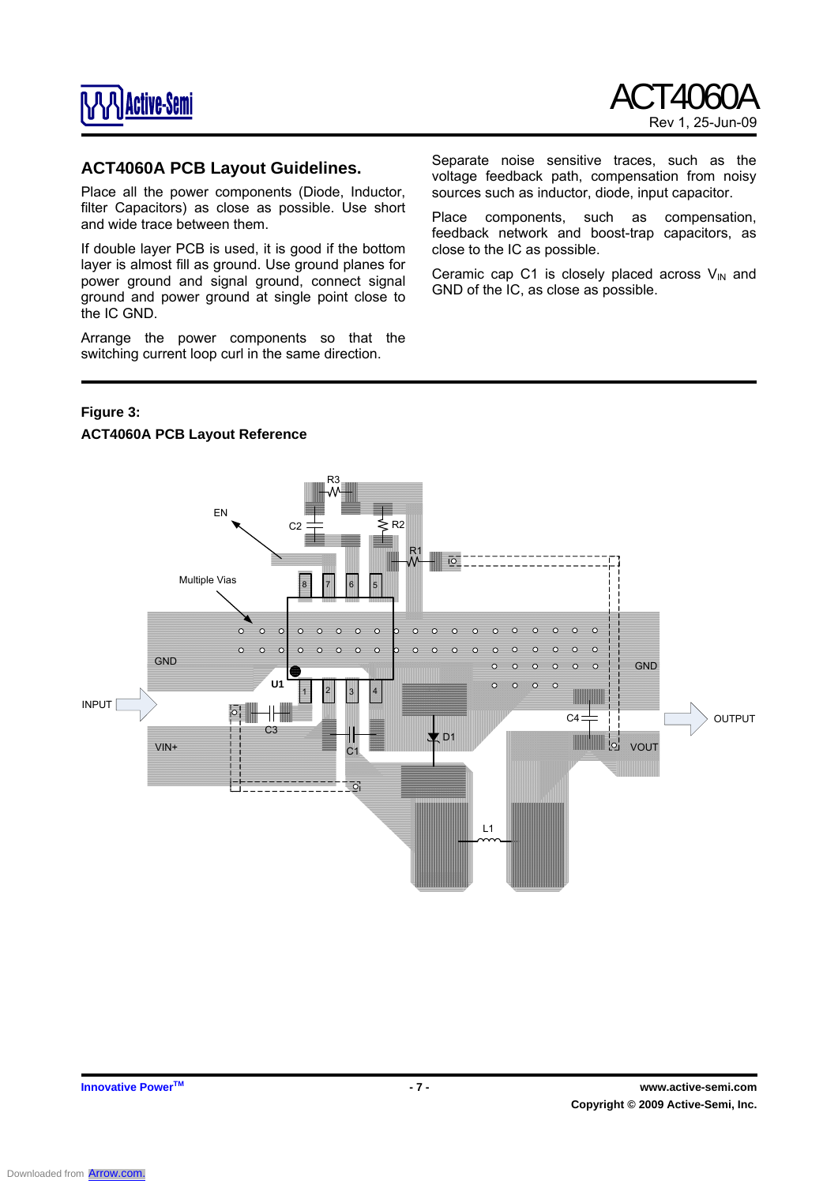## ACT4060A PCB Layout Guidelines.

Place all the power components (Diode, Inductor, filter Capacitors) as close as possible. Use short and wide trace between them.

If double layer PCB is used, it is good if the bottom layer is almost fill as ground. Use ground planes for power ground and signal ground, connect signal ground and power ground at single point close to the IC GND.

Arrange the power components so that the switching current loop curl in the same direction.

Separate noise sensitive traces, such as the voltage feedback path, compensation from noisy sources such as inductor, diode, input capacitor.

Place components, such as compensation, feedback network and boost-trap capacitors, as close to the IC as possible.

Ceramic cap C1 is closely placed across $V_{IN}$ and GND of the IC, as close as possible.

**Figure 3:**

**ACT4060A PCB Layout Reference**

R3 C2 R2 EN R1 Multiple Vias 8 7 6 5 GND U1 1 2 3 4 GND INPUT C3 C4 OUTPUT VIN+ C1 D1 VOUT L1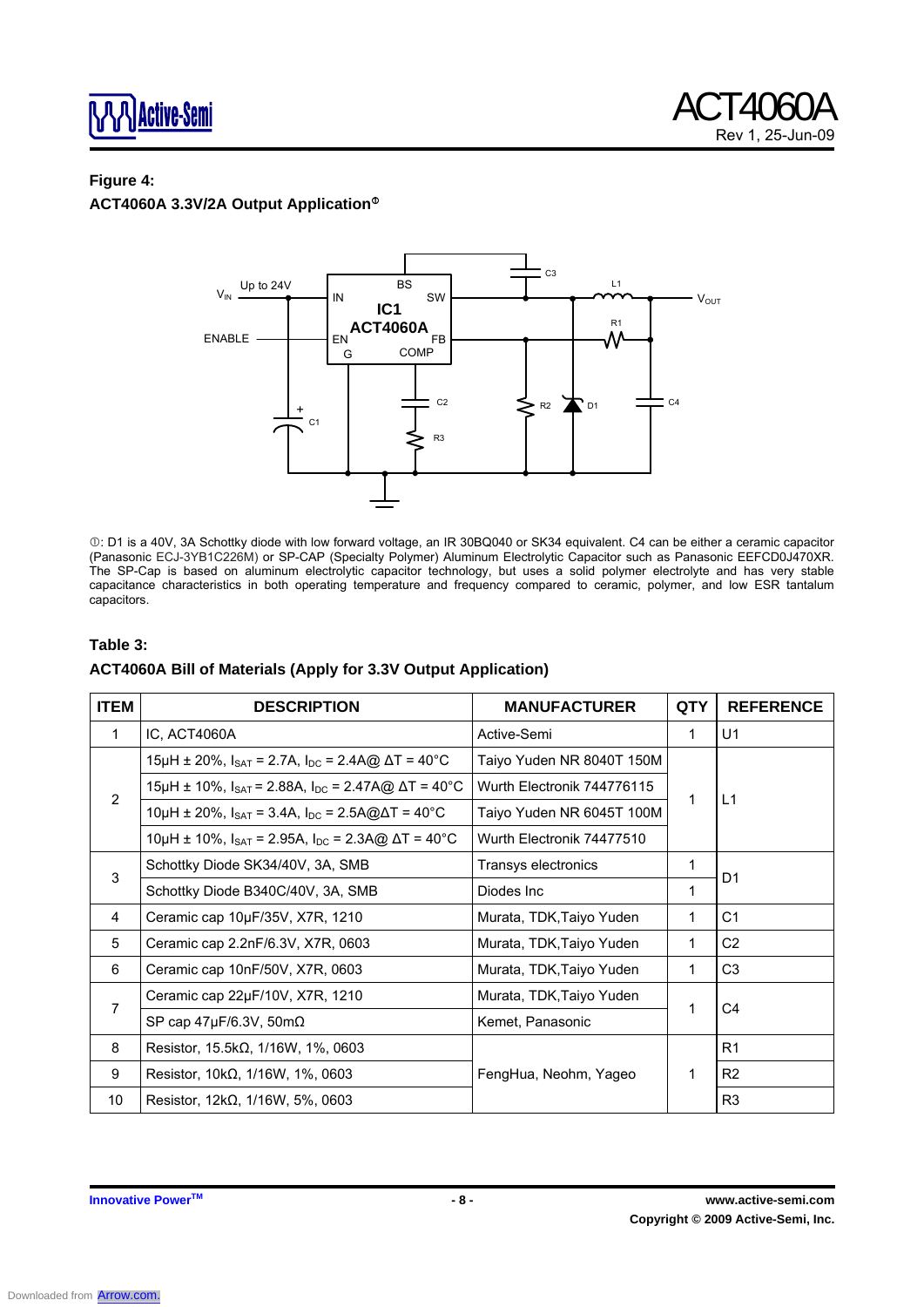**Figure 4:**

**ACT4060A 3.3V/2A Output Application①**

①: D1 is a 40V, 3A Schottky diode with low forward voltage, an IR 30BQ040 or SK34 equivalent. C4 can be either a ceramic capacitor (Panasonic ECJ-3YB1C226M) or SP-CAP (Specialty Polymer) Aluminum Electrolytic Capacitor such as Panasonic EEFCD0J470XR. The SP-Cap is based on aluminum electrolytic capacitor technology, but uses a solid polymer electrolyte and has very stable capacitance characteristics in both operating temperature and frequency compared to ceramic, polymer, and low ESR tantalum capacitors.

**Table 3:**

**ACT4060A Bill of Materials (Apply for 3.3V Output Application)**

| ITEM | DESCRIPTION | MANUFACTURER | QTY | REFERENCE |
|---|---|---|---|---|
| 1 | IC, ACT4060A | Active-Semi | 1 | U1 |
| 2 | 15μH ± 20%, $I_{SAT}$ = 2.7A, $I_{DC}$ = 2.4A@ ΔT = 40°C | Taiyo Yuden NR 8040T 150M | 1 | L1 |
| | 15μH ± 10%, $I_{SAT}$ = 2.88A, $I_{DC}$ = 2.47A@ ΔT = 40°C | Wurth Electronik 744776115 | | |
| | 10μH ± 20%, $I_{SAT}$ = 3.4A, $I_{DC}$ = 2.5A@ΔT = 40°C | Taiyo Yuden NR 6045T 100M | | |
| | 10μH ± 10%, $I_{SAT}$ = 2.95A, $I_{DC}$ = 2.3A@ ΔT = 40°C | Wurth Electronik 74477510 | | |
| 3 | Schottky Diode SK34/40V, 3A, SMB | Transys electronics | 1 | D1 |
| | Schottky Diode B340C/40V, 3A, SMB | Diodes Inc | 1 | |
| 4 | Ceramic cap 10μF/35V, X7R, 1210 | Murata, TDK,Taiyo Yuden | 1 | C1 |
| 5 | Ceramic cap 2.2nF/6.3V, X7R, 0603 | Murata, TDK,Taiyo Yuden | 1 | C2 |
| 6 | Ceramic cap 10nF/50V, X7R, 0603 | Murata, TDK,Taiyo Yuden | 1 | C3 |
| 7 | Ceramic cap 22μF/10V, X7R, 1210 | Murata, TDK,Taiyo Yuden | 1 | C4 |
| | SP cap 47μF/6.3V, 50mΩ | Kemet, Panasonic | | |
| 8 | Resistor, 15.5kΩ, 1/16W, 1%, 0603 | FengHua, Neohm, Yageo | 1 | R1 |
| 9 | Resistor, 10kΩ, 1/16W, 1%, 0603 | | | R2 |
| 10 | Resistor, 12kΩ, 1/16W, 5%, 0603 | | | R3 |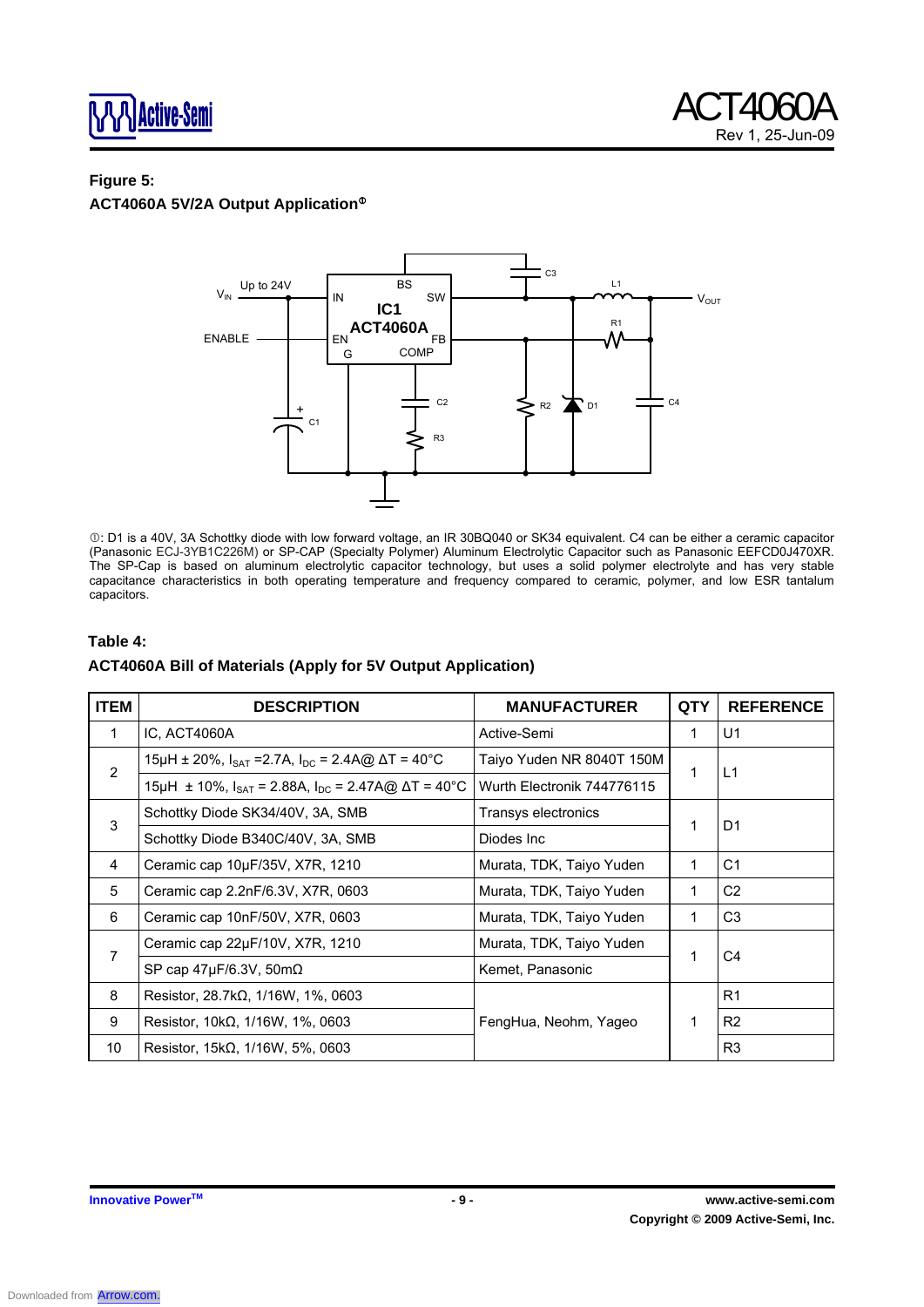**Figure 5:**

**ACT4060A 5V/2A Output Application**①

①: D1 is a 40V, 3A Schottky diode with low forward voltage, an IR 30BQ040 or SK34 equivalent. C4 can be either a ceramic capacitor (Panasonic ECJ-3YB1C226M) or SP-CAP (Specialty Polymer) Aluminum Electrolytic Capacitor such as Panasonic EEFCD0J470XR. The SP-Cap is based on aluminum electrolytic capacitor technology, but uses a solid polymer electrolyte and has very stable capacitance characteristics in both operating temperature and frequency compared to ceramic, polymer, and low ESR tantalum capacitors.

**Table 4:**

**ACT4060A Bill of Materials (Apply for 5V Output Application)**

| ITEM | DESCRIPTION | MANUFACTURER | QTY | REFERENCE |
|---|---|---|---|---|
| 1 | IC, ACT4060A | Active-Semi | 1 | U1 |
| 2 | 15µH ± 20%, $I_{SAT}$ =2.7A, $I_{DC}$ = 2.4A@ ΔT = 40°C | Taiyo Yuden NR 8040T 150M | 1 | L1 |
| | 15µH ± 10%, $I_{SAT}$ = 2.88A, $I_{DC}$ = 2.47A@ ΔT = 40°C | Wurth Electronik 744776115 | | |
| 3 | Schottky Diode SK34/40V, 3A, SMB | Transys electronics | 1 | D1 |
| | Schottky Diode B340C/40V, 3A, SMB | Diodes Inc | | |
| 4 | Ceramic cap 10µF/35V, X7R, 1210 | Murata, TDK, Taiyo Yuden | 1 | C1 |
| 5 | Ceramic cap 2.2nF/6.3V, X7R, 0603 | Murata, TDK, Taiyo Yuden | 1 | C2 |
| 6 | Ceramic cap 10nF/50V, X7R, 0603 | Murata, TDK, Taiyo Yuden | 1 | C3 |
| 7 | Ceramic cap 22µF/10V, X7R, 1210 | Murata, TDK, Taiyo Yuden | 1 | C4 |
| | SP cap 47µF/6.3V, 50mΩ | Kemet, Panasonic | | |
| 8 | Resistor, 28.7kΩ, 1/16W, 1%, 0603 | FengHua, Neohm, Yageo | 1 | R1 |
| 9 | Resistor, 10kΩ, 1/16W, 1%, 0603 | | | R2 |
| 10 | Resistor, 15kΩ, 1/16W, 5%, 0603 | | | R3 |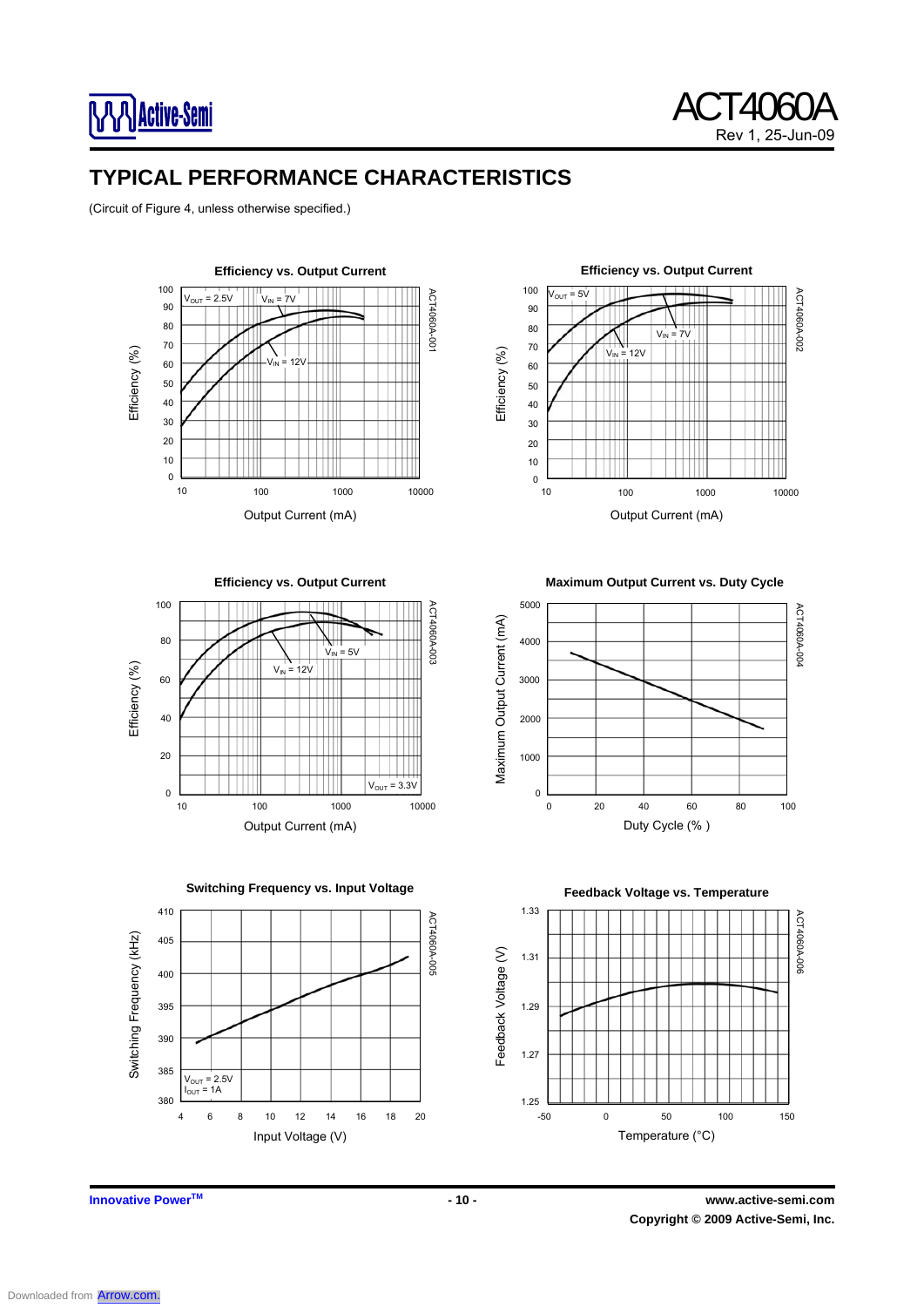## TYPICAL PERFORMANCE CHARACTERISTICS

(Circuit of Figure 4, unless otherwise specified.)

**Efficiency vs. Output Current**

$V_{OUT}$ = 2.5V, $V_{IN}$ = 7V, $V_{IN}$ = 12V

Efficiency (%) vs. Output Current (mA)

ACT4060A-001

**Efficiency vs. Output Current**

$V_{OUT}$ = 5V, $V_{IN}$ = 7V, $V_{IN}$ = 12V

Efficiency (%) vs. Output Current (mA)

ACT4060A-002

**Efficiency vs. Output Current**

$V_{OUT}$ = 3.3V, $V_{IN}$ = 5V, $V_{IN}$ = 12V

Efficiency (%) vs. Output Current (mA)

ACT4060A-003

**Maximum Output Current vs. Duty Cycle**

Maximum Output Current (mA) vs. Duty Cycle (%)

ACT4060A-004

**Switching Frequency vs. Input Voltage**

$V_{OUT}$ = 2.5V, $I_{OUT}$ = 1A

Switching Frequency (kHz) vs. Input Voltage (V)

ACT4060A-005

**Feedback Voltage vs. Temperature**

Feedback Voltage (V) vs. Temperature (°C)

ACT4060A-006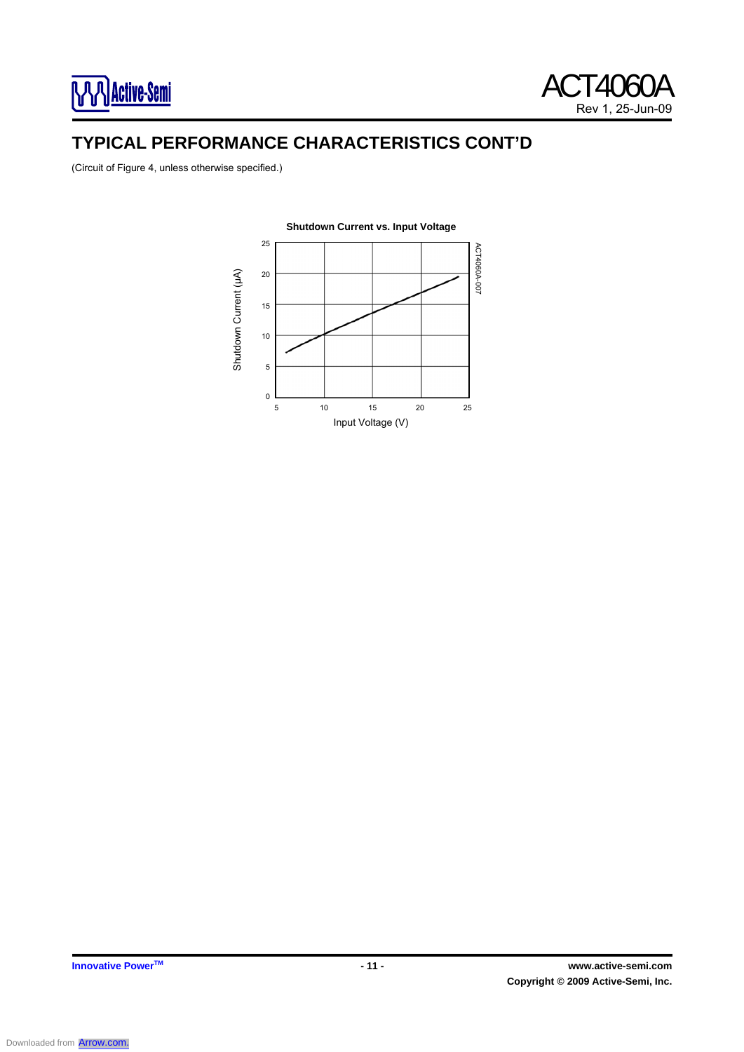## TYPICAL PERFORMANCE CHARACTERISTICS CONT'D

(Circuit of Figure 4, unless otherwise specified.)

**Shutdown Current vs. Input Voltage**

ACT4060A-007

Shutdown Current (µA)

Input Voltage (V)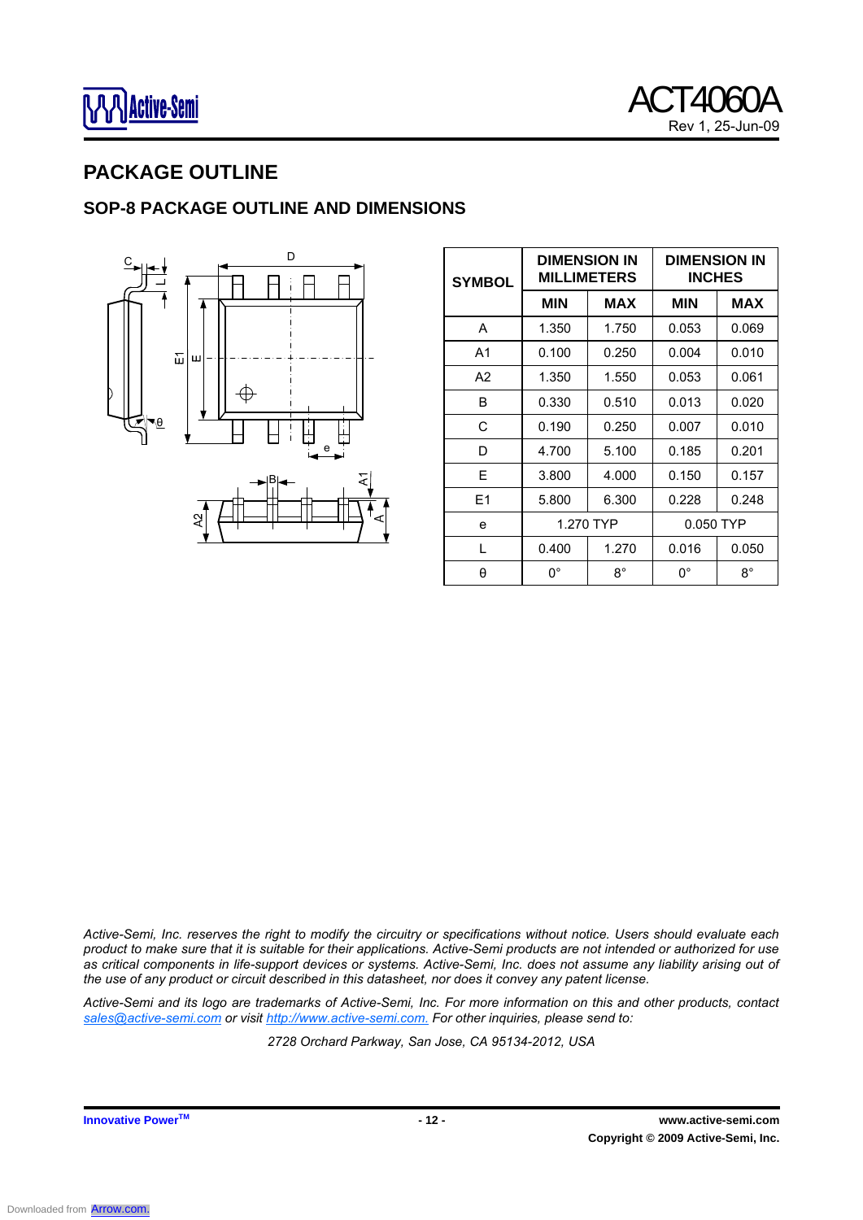# PACKAGE OUTLINE

## SOP-8 PACKAGE OUTLINE AND DIMENSIONS

C
L
D
E1
E
θ
e
B
A1
A2
A

| SYMBOL | DIMENSION IN MILLIMETERS | | DIMENSION IN INCHES | |
|---|---|---|---|---|
| | MIN | MAX | MIN | MAX |
| A | 1.350 | 1.750 | 0.053 | 0.069 |
| A1 | 0.100 | 0.250 | 0.004 | 0.010 |
| A2 | 1.350 | 1.550 | 0.053 | 0.061 |
| B | 0.330 | 0.510 | 0.013 | 0.020 |
| C | 0.190 | 0.250 | 0.007 | 0.010 |
| D | 4.700 | 5.100 | 0.185 | 0.201 |
| E | 3.800 | 4.000 | 0.150 | 0.157 |
| E1 | 5.800 | 6.300 | 0.228 | 0.248 |
| e | 1.270 TYP | | 0.050 TYP | |
| L | 0.400 | 1.270 | 0.016 | 0.050 |
| θ | 0° | 8° | 0° | 8° |

*Active-Semi, Inc. reserves the right to modify the circuitry or specifications without notice. Users should evaluate each product to make sure that it is suitable for their applications. Active-Semi products are not intended or authorized for use as critical components in life-support devices or systems. Active-Semi, Inc. does not assume any liability arising out of the use of any product or circuit described in this datasheet, nor does it convey any patent license.*

*Active-Semi and its logo are trademarks of Active-Semi, Inc. For more information on this and other products, contact sales@active-semi.com or visit http://www.active-semi.com. For other inquiries, please send to:*

*2728 Orchard Parkway, San Jose, CA 95134-2012, USA*